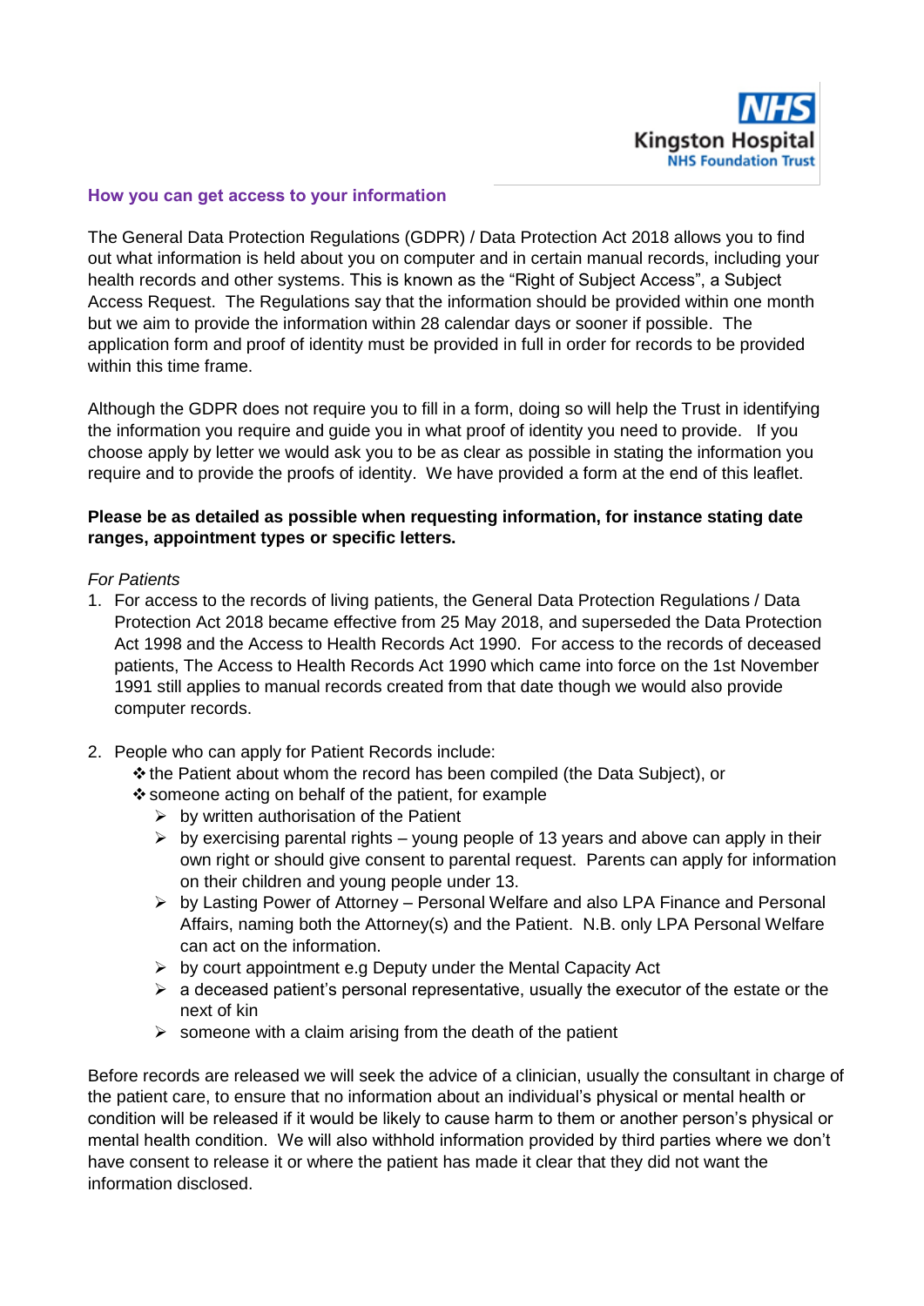## How you can get access to your information

The General Data Protection Regulations (GDPR) / Data Protection Act 2018 allows you to find out what information is held about you on computer and in certain manual records, including your health records and other systems. This is known as the "Right of Subject Access", a Subject Access Request. The Regulations say that the information should be provided within one month but we aim to provide the information within 28 calendar days or sooner if possible. The application form and proof of identity must be provided in full in order for records to be provided within this time frame.

Although the GDPR does not require you to fill in a form, doing so will help the Trust in identifying the information you require and guide you in what proof of identity you need to provide. If you choose apply by letter we would ask you to be as clear as possible in stating the information you require and to provide the proofs of identity. We have provided a form at the end of this leaflet.

**Please be as detailed as possible when requesting information, for instance stating date ranges, appointment types or specific letters.**

*For Patients*

1. For access to the records of living patients, the General Data Protection Regulations / Data Protection Act 2018 became effective from 25 May 2018, and superseded the Data Protection Act 1998 and the Access to Health Records Act 1990. For access to the records of deceased patients, The Access to Health Records Act 1990 which came into force on the 1st November 1991 still applies to manual records created from that date though we would also provide computer records.

2. People who can apply for Patient Records include:
   - the Patient about whom the record has been compiled (the Data Subject), or
   - someone acting on behalf of the patient, for example
     - by written authorisation of the Patient
     - by exercising parental rights – young people of 13 years and above can apply in their own right or should give consent to parental request. Parents can apply for information on their children and young people under 13.
     - by Lasting Power of Attorney – Personal Welfare and also LPA Finance and Personal Affairs, naming both the Attorney(s) and the Patient. N.B. only LPA Personal Welfare can act on the information.
     - by court appointment e.g Deputy under the Mental Capacity Act
     - a deceased patient's personal representative, usually the executor of the estate or the next of kin
     - someone with a claim arising from the death of the patient

Before records are released we will seek the advice of a clinician, usually the consultant in charge of the patient care, to ensure that no information about an individual's physical or mental health or condition will be released if it would be likely to cause harm to them or another person's physical or mental health condition. We will also withhold information provided by third parties where we don't have consent to release it or where the patient has made it clear that they did not want the information disclosed.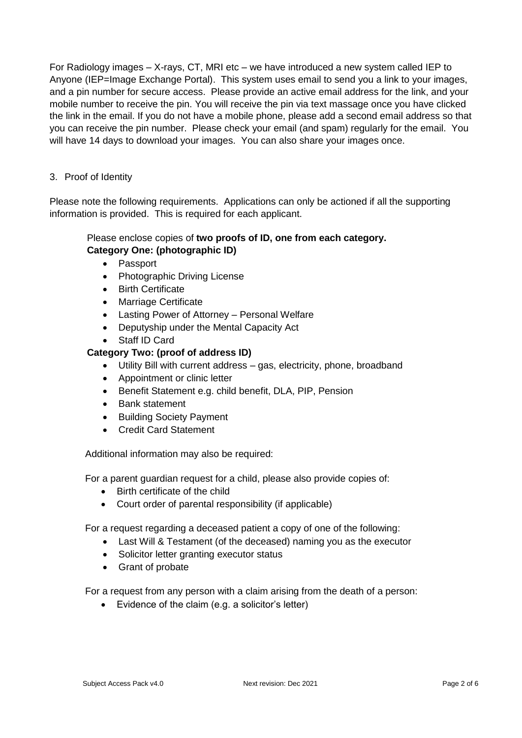For Radiology images – X-rays, CT, MRI etc – we have introduced a new system called IEP to Anyone (IEP=Image Exchange Portal). This system uses email to send you a link to your images, and a pin number for secure access. Please provide an active email address for the link, and your mobile number to receive the pin. You will receive the pin via text massage once you have clicked the link in the email. If you do not have a mobile phone, please add a second email address so that you can receive the pin number. Please check your email (and spam) regularly for the email. You will have 14 days to download your images. You can also share your images once.

3. Proof of Identity

Please note the following requirements. Applications can only be actioned if all the supporting information is provided. This is required for each applicant.

Please enclose copies of **two proofs of ID, one from each category.**

**Category One: (photographic ID)**

- Passport
- Photographic Driving License
- Birth Certificate
- Marriage Certificate
- Lasting Power of Attorney – Personal Welfare
- Deputyship under the Mental Capacity Act
- Staff ID Card

**Category Two: (proof of address ID)**

- Utility Bill with current address – gas, electricity, phone, broadband
- Appointment or clinic letter
- Benefit Statement e.g. child benefit, DLA, PIP, Pension
- Bank statement
- Building Society Payment
- Credit Card Statement

Additional information may also be required:

For a parent guardian request for a child, please also provide copies of:

- Birth certificate of the child
- Court order of parental responsibility (if applicable)

For a request regarding a deceased patient a copy of one of the following:

- Last Will & Testament (of the deceased) naming you as the executor
- Solicitor letter granting executor status
- Grant of probate

For a request from any person with a claim arising from the death of a person:

- Evidence of the claim (e.g. a solicitor's letter)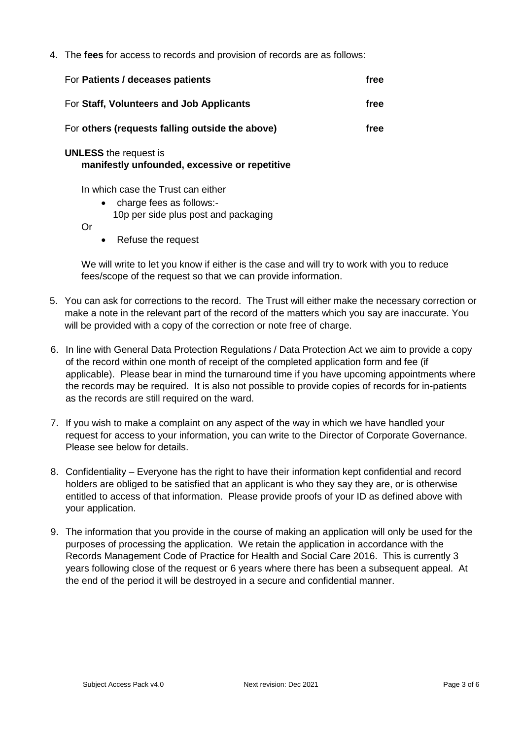4. The **fees** for access to records and provision of records are as follows:

| | |
|---|---|
| For **Patients / deceases patients** | **free** |
| For **Staff, Volunteers and Job Applicants** | **free** |
| For **others (requests falling outside the above)** | **free** |

   **UNLESS** the request is
   **manifestly unfounded, excessive or repetitive**

   In which case the Trust can either

   - charge fees as follows:-
     10p per side plus post and packaging

   Or

   - Refuse the request

   We will write to let you know if either is the case and will try to work with you to reduce fees/scope of the request so that we can provide information.

5. You can ask for corrections to the record. The Trust will either make the necessary correction or make a note in the relevant part of the record of the matters which you say are inaccurate. You will be provided with a copy of the correction or note free of charge.

6. In line with General Data Protection Regulations / Data Protection Act we aim to provide a copy of the record within one month of receipt of the completed application form and fee (if applicable). Please bear in mind the turnaround time if you have upcoming appointments where the records may be required. It is also not possible to provide copies of records for in-patients as the records are still required on the ward.

7. If you wish to make a complaint on any aspect of the way in which we have handled your request for access to your information, you can write to the Director of Corporate Governance. Please see below for details.

8. Confidentiality – Everyone has the right to have their information kept confidential and record holders are obliged to be satisfied that an applicant is who they say they are, or is otherwise entitled to access of that information. Please provide proofs of your ID as defined above with your application.

9. The information that you provide in the course of making an application will only be used for the purposes of processing the application. We retain the application in accordance with the Records Management Code of Practice for Health and Social Care 2016. This is currently 3 years following close of the request or 6 years where there has been a subsequent appeal. At the end of the period it will be destroyed in a secure and confidential manner.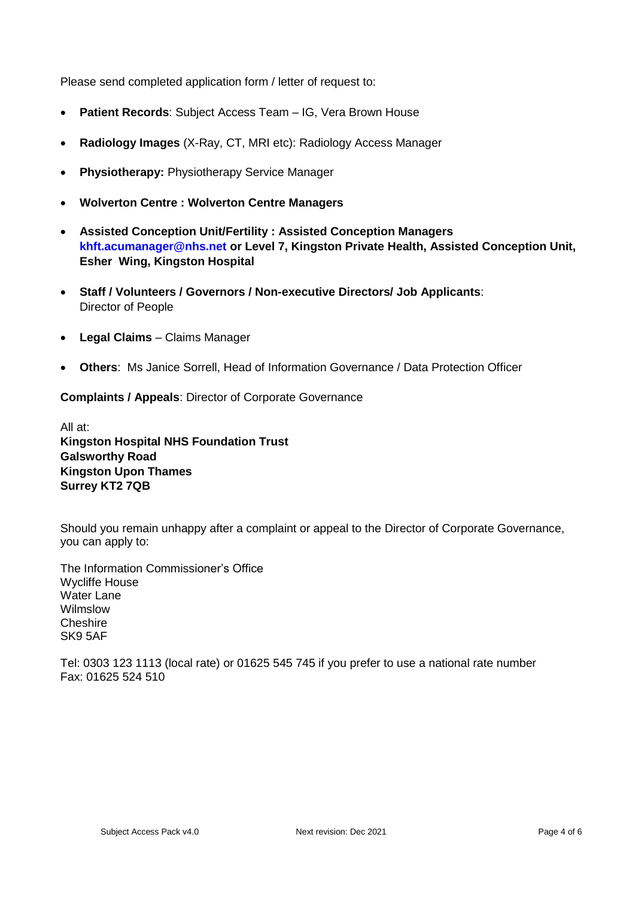Please send completed application form / letter of request to:

- **Patient Records**: Subject Access Team – IG, Vera Brown House
- **Radiology Images** (X-Ray, CT, MRI etc): Radiology Access Manager
- **Physiotherapy:** Physiotherapy Service Manager
- **Wolverton Centre : Wolverton Centre Managers**
- **Assisted Conception Unit/Fertility : Assisted Conception Managers khft.acumanager@nhs.net or Level 7, Kingston Private Health, Assisted Conception Unit, Esher Wing, Kingston Hospital**
- **Staff / Volunteers / Governors / Non-executive Directors/ Job Applicants**: Director of People
- **Legal Claims** – Claims Manager
- **Others**: Ms Janice Sorrell, Head of Information Governance / Data Protection Officer

**Complaints / Appeals**: Director of Corporate Governance

All at:
**Kingston Hospital NHS Foundation Trust**
**Galsworthy Road**
**Kingston Upon Thames**
**Surrey KT2 7QB**

Should you remain unhappy after a complaint or appeal to the Director of Corporate Governance, you can apply to:

The Information Commissioner's Office
Wycliffe House
Water Lane
Wilmslow
Cheshire
SK9 5AF

Tel: 0303 123 1113 (local rate) or 01625 545 745 if you prefer to use a national rate number
Fax: 01625 524 510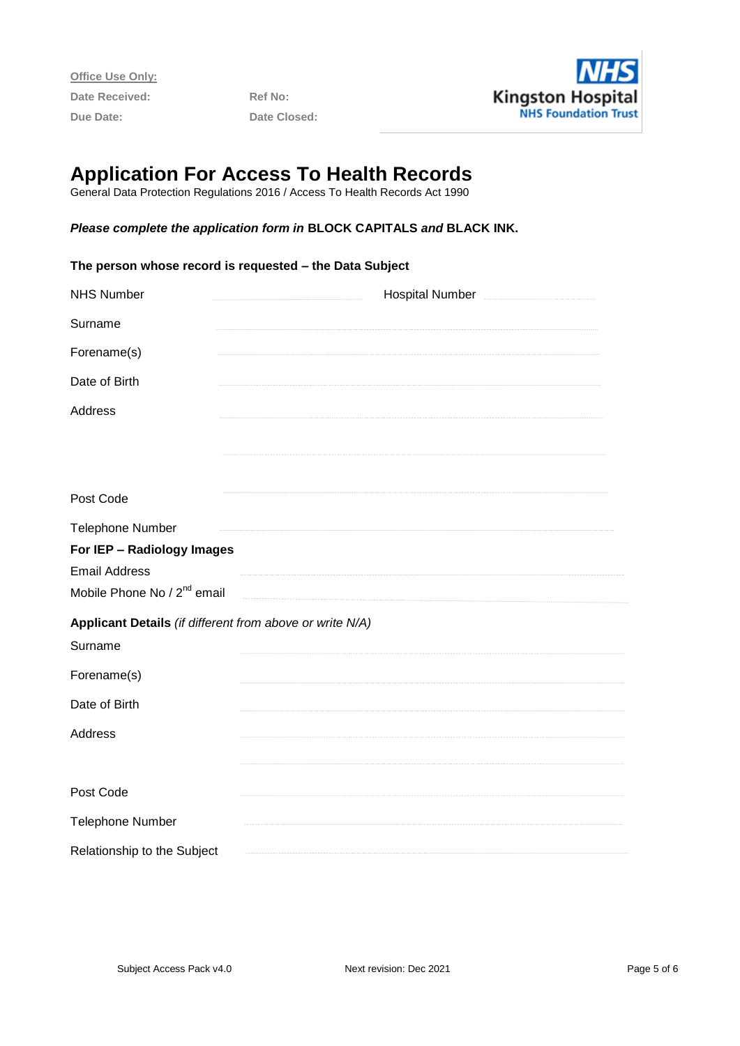**Office Use Only:**

**Date Received:** **Ref No:**

**Due Date:** **Date Closed:**

NHS Kingston Hospital NHS Foundation Trust

# Application For Access To Health Records

General Data Protection Regulations 2016 / Access To Health Records Act 1990

***Please complete the application form in* BLOCK CAPITALS *and* BLACK INK.**

**The person whose record is requested – the Data Subject**

NHS Number ............................ Hospital Number ............................

Surname ............................

Forename(s) ............................

Date of Birth ............................

Address ............................

............................

Post Code ............................

Telephone Number ............................

**For IEP – Radiology Images**

Email Address ............................

Mobile Phone No / 2nd email ............................

**Applicant Details** *(if different from above or write N/A)*

Surname ............................

Forename(s) ............................

Date of Birth ............................

Address ............................

............................

Post Code ............................

Telephone Number ............................

Relationship to the Subject ............................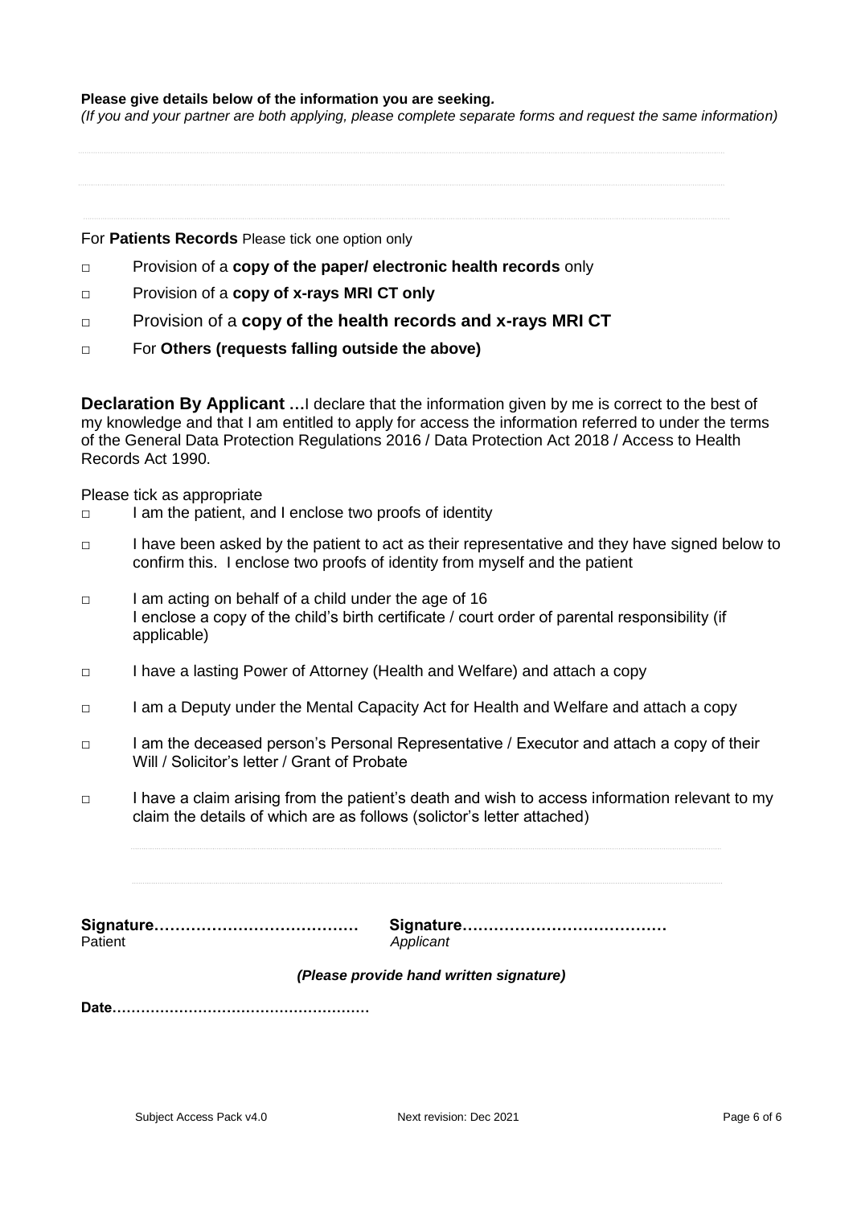**Please give details below of the information you are seeking.**
*(If you and your partner are both applying, please complete separate forms and request the same information)*

.....................................................................................................................................................

.....................................................................................................................................................

.....................................................................................................................................................

For **Patients Records** Please tick one option only

□ Provision of a **copy of the paper/ electronic health records** only

□ Provision of a **copy of x-rays MRI CT only**

□ Provision of a **copy of the health records and x-rays MRI CT**

□ For **Others (requests falling outside the above)**

**Declaration By Applicant …**I declare that the information given by me is correct to the best of my knowledge and that I am entitled to apply for access the information referred to under the terms of the General Data Protection Regulations 2016 / Data Protection Act 2018 / Access to Health Records Act 1990.

Please tick as appropriate

□ I am the patient, and I enclose two proofs of identity

□ I have been asked by the patient to act as their representative and they have signed below to confirm this. I enclose two proofs of identity from myself and the patient

□ I am acting on behalf of a child under the age of 16
I enclose a copy of the child's birth certificate / court order of parental responsibility (if applicable)

□ I have a lasting Power of Attorney (Health and Welfare) and attach a copy

□ I am a Deputy under the Mental Capacity Act for Health and Welfare and attach a copy

□ I am the deceased person's Personal Representative / Executor and attach a copy of their Will / Solicitor's letter / Grant of Probate

□ I have a claim arising from the patient's death and wish to access information relevant to my claim the details of which are as follows (solictor's letter attached)

.....................................................................................................................................................

.....................................................................................................................................................

**Signature…………………………………** Patient

**Signature…………………………………** *Applicant*

***(Please provide hand written signature)***

**Date………………………………………………**